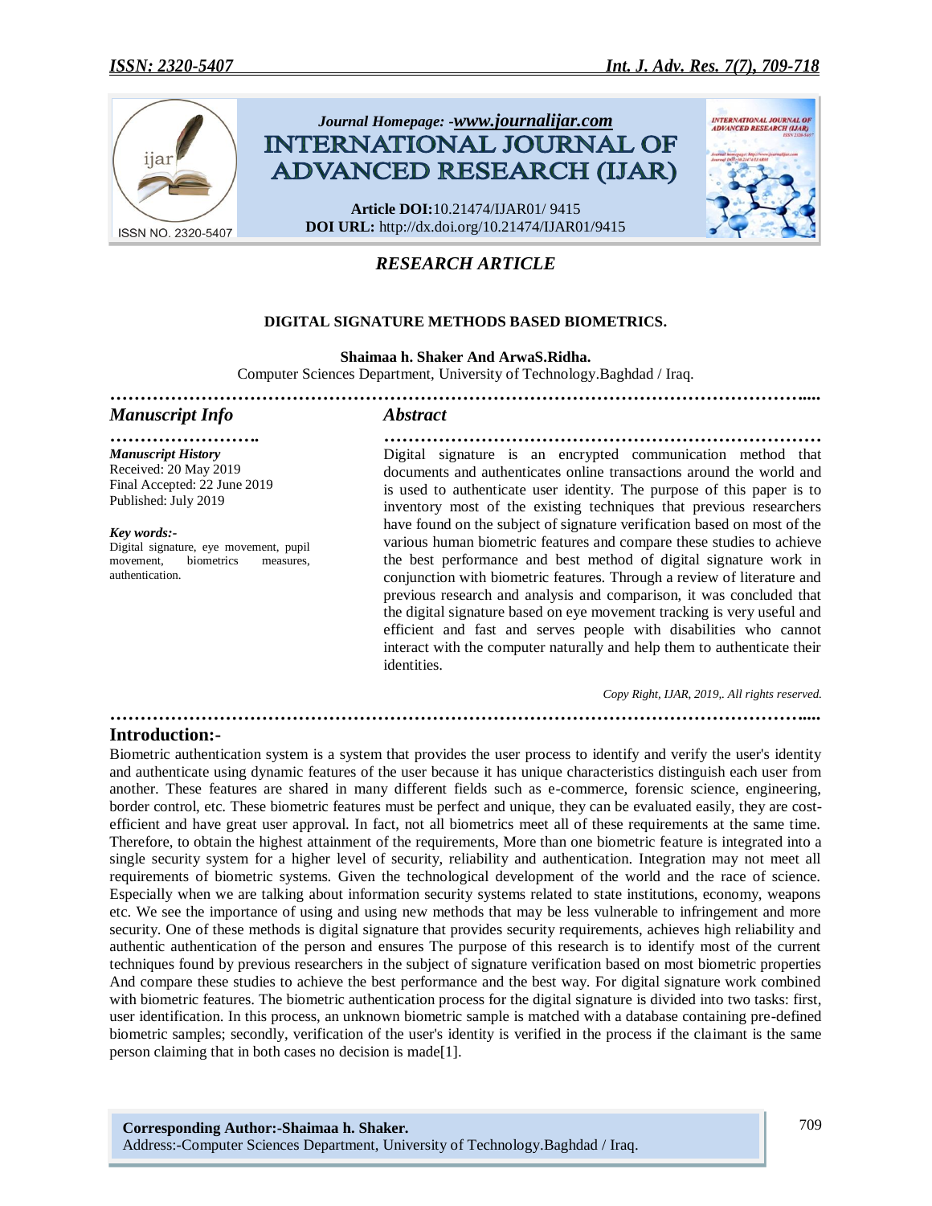# DIGITAL SIGNATURE METHODS BASED BIOMETRICS.

**Shaimaa h. Shaker And ArwaS.Ridha.**

Computer Sciences Department, University of Technology.Baghdad / Iraq.

## Manuscript Info

***Manuscript History***

Received: 20 May 2019
Final Accepted: 22 June 2019
Published: July 2019

***Key words:-***

Digital signature, eye movement, pupil movement, biometrics measures, authentication.

## Abstract

Digital signature is an encrypted communication method that documents and authenticates online transactions around the world and is used to authenticate user identity. The purpose of this paper is to inventory most of the existing techniques that previous researchers have found on the subject of signature verification based on most of the various human biometric features and compare these studies to achieve the best performance and best method of digital signature work in conjunction with biometric features. Through a review of literature and previous research and analysis and comparison, it was concluded that the digital signature based on eye movement tracking is very useful and efficient and fast and serves people with disabilities who cannot interact with the computer naturally and help them to authenticate their identities.

*Copy Right, IJAR, 2019,. All rights reserved.*

## Introduction:-

Biometric authentication system is a system that provides the user process to identify and verify the user's identity and authenticate using dynamic features of the user because it has unique characteristics distinguish each user from another. These features are shared in many different fields such as e-commerce, forensic science, engineering, border control, etc. These biometric features must be perfect and unique, they can be evaluated easily, they are cost-efficient and have great user approval. In fact, not all biometrics meet all of these requirements at the same time. Therefore, to obtain the highest attainment of the requirements, More than one biometric feature is integrated into a single security system for a higher level of security, reliability and authentication. Integration may not meet all requirements of biometric systems. Given the technological development of the world and the race of science. Especially when we are talking about information security systems related to state institutions, economy, weapons etc. We see the importance of using and using new methods that may be less vulnerable to infringement and more security. One of these methods is digital signature that provides security requirements, achieves high reliability and authentic authentication of the person and ensures The purpose of this research is to identify most of the current techniques found by previous researchers in the subject of signature verification based on most biometric properties And compare these studies to achieve the best performance and the best way. For digital signature work combined with biometric features. The biometric authentication process for the digital signature is divided into two tasks: first, user identification. In this process, an unknown biometric sample is matched with a database containing pre-defined biometric samples; secondly, verification of the user's identity is verified in the process if the claimant is the same person claiming that in both cases no decision is made[1].

**Corresponding Author:-Shaimaa h. Shaker.**
Address:-Computer Sciences Department, University of Technology.Baghdad / Iraq.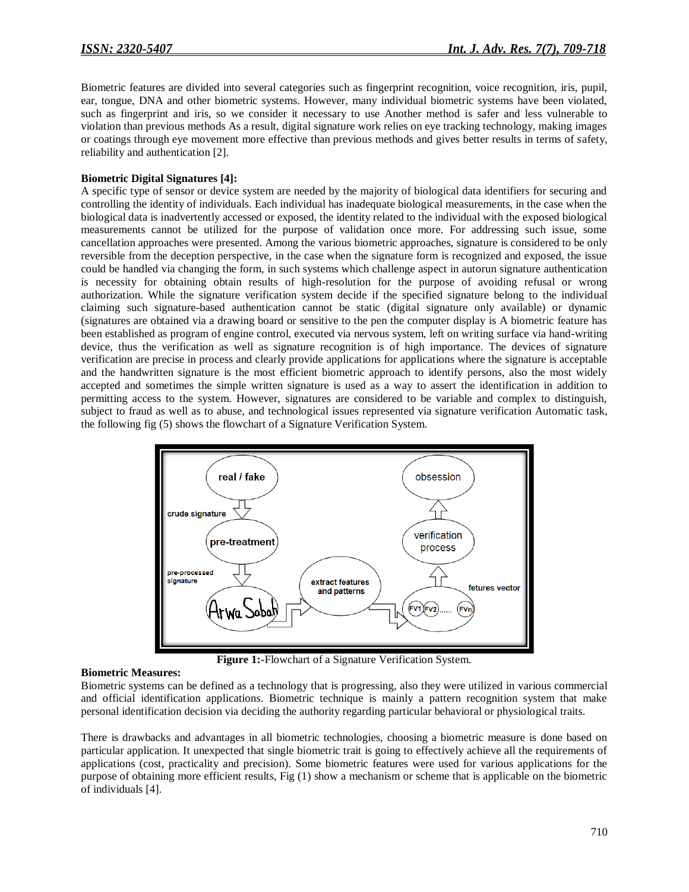Biometric features are divided into several categories such as fingerprint recognition, voice recognition, iris, pupil, ear, tongue, DNA and other biometric systems. However, many individual biometric systems have been violated, such as fingerprint and iris, so we consider it necessary to use Another method is safer and less vulnerable to violation than previous methods As a result, digital signature work relies on eye tracking technology, making images or coatings through eye movement more effective than previous methods and gives better results in terms of safety, reliability and authentication [2].

**Biometric Digital Signatures [4]:**

A specific type of sensor or device system are needed by the majority of biological data identifiers for securing and controlling the identity of individuals. Each individual has inadequate biological measurements, in the case when the biological data is inadvertently accessed or exposed, the identity related to the individual with the exposed biological measurements cannot be utilized for the purpose of validation once more. For addressing such issue, some cancellation approaches were presented. Among the various biometric approaches, signature is considered to be only reversible from the deception perspective, in the case when the signature form is recognized and exposed, the issue could be handled via changing the form, in such systems which challenge aspect in autorun signature authentication is necessity for obtaining obtain results of high-resolution for the purpose of avoiding refusal or wrong authorization. While the signature verification system decide if the specified signature belong to the individual claiming such signature-based authentication cannot be static (digital signature only available) or dynamic (signatures are obtained via a drawing board or sensitive to the pen the computer display is A biometric feature has been established as program of engine control, executed via nervous system, left on writing surface via hand-writing device, thus the verification as well as signature recognition is of high importance. The devices of signature verification are precise in process and clearly provide applications for applications where the signature is acceptable and the handwritten signature is the most efficient biometric approach to identify persons, also the most widely accepted and sometimes the simple written signature is used as a way to assert the identification in addition to permitting access to the system. However, signatures are considered to be variable and complex to distinguish, subject to fraud as well as to abuse, and technological issues represented via signature verification Automatic task, the following fig (5) shows the flowchart of a Signature Verification System.

**Figure 1:**-Flowchart of a Signature Verification System.

**Biometric Measures:**

Biometric systems can be defined as a technology that is progressing, also they were utilized in various commercial and official identification applications. Biometric technique is mainly a pattern recognition system that make personal identification decision via deciding the authority regarding particular behavioral or physiological traits.

There is drawbacks and advantages in all biometric technologies, choosing a biometric measure is done based on particular application. It unexpected that single biometric trait is going to effectively achieve all the requirements of applications (cost, practicality and precision). Some biometric features were used for various applications for the purpose of obtaining more efficient results, Fig (1) show a mechanism or scheme that is applicable on the biometric of individuals [4].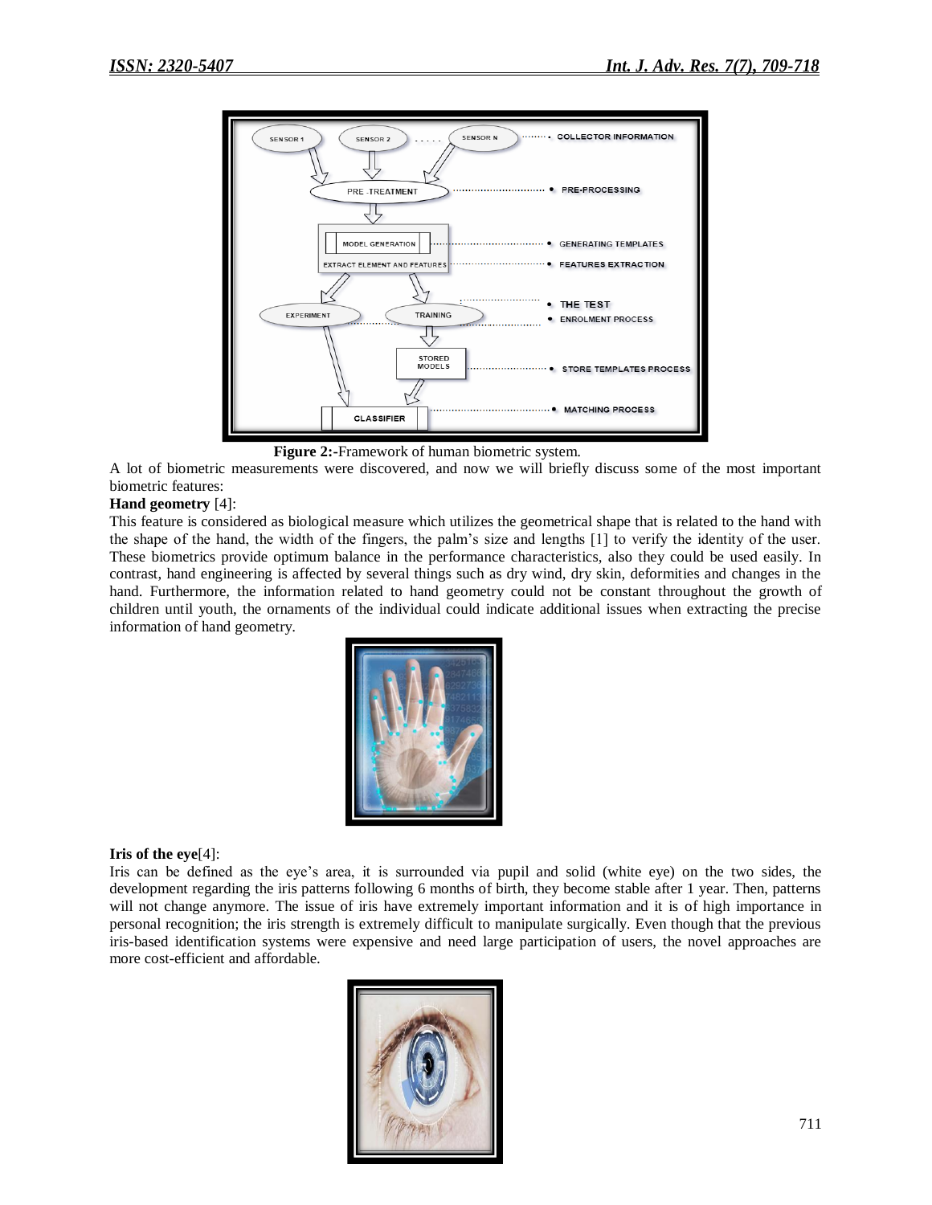**Figure 2:**-Framework of human biometric system.

A lot of biometric measurements were discovered, and now we will briefly discuss some of the most important biometric features:

**Hand geometry** [4]:

This feature is considered as biological measure which utilizes the geometrical shape that is related to the hand with the shape of the hand, the width of the fingers, the palm's size and lengths [1] to verify the identity of the user. These biometrics provide optimum balance in the performance characteristics, also they could be used easily. In contrast, hand engineering is affected by several things such as dry wind, dry skin, deformities and changes in the hand. Furthermore, the information related to hand geometry could not be constant throughout the growth of children until youth, the ornaments of the individual could indicate additional issues when extracting the precise information of hand geometry.

**Iris of the eye**[4]:

Iris can be defined as the eye's area, it is surrounded via pupil and solid (white eye) on the two sides, the development regarding the iris patterns following 6 months of birth, they become stable after 1 year. Then, patterns will not change anymore. The issue of iris have extremely important information and it is of high importance in personal recognition; the iris strength is extremely difficult to manipulate surgically. Even though that the previous iris-based identification systems were expensive and need large participation of users, the novel approaches are more cost-efficient and affordable.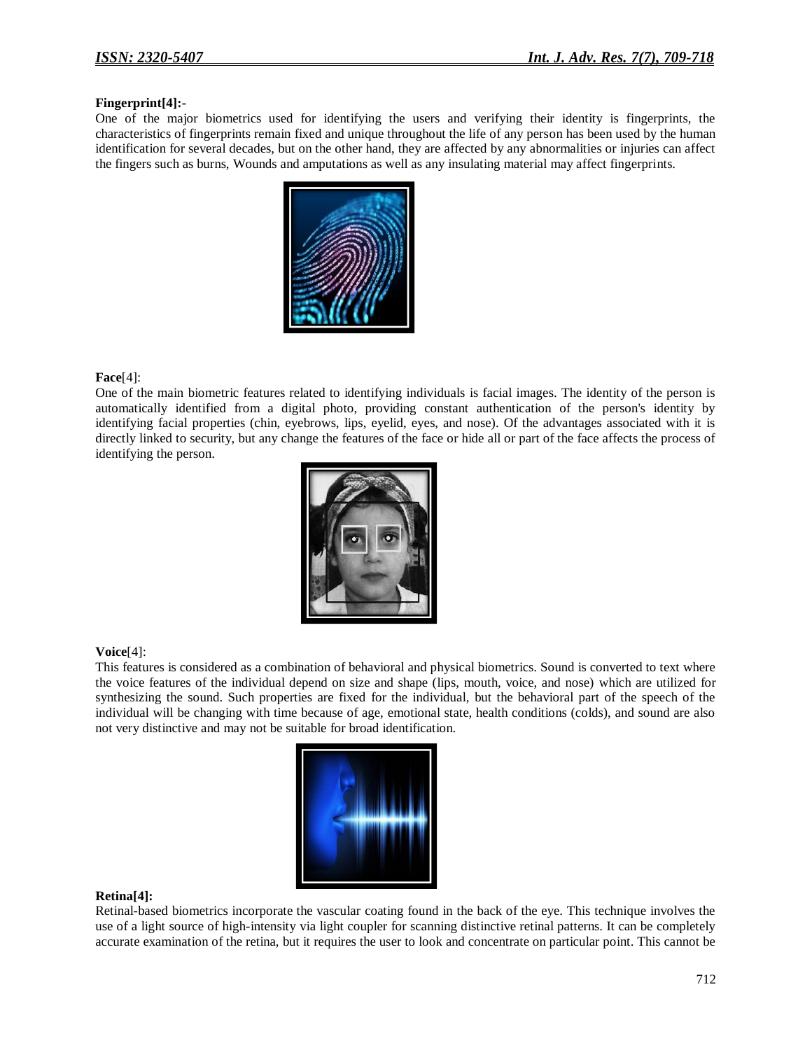**Fingerprint[4]:-**

One of the major biometrics used for identifying the users and verifying their identity is fingerprints, the characteristics of fingerprints remain fixed and unique throughout the life of any person has been used by the human identification for several decades, but on the other hand, they are affected by any abnormalities or injuries can affect the fingers such as burns, Wounds and amputations as well as any insulating material may affect fingerprints.

**Face**[4]:

One of the main biometric features related to identifying individuals is facial images. The identity of the person is automatically identified from a digital photo, providing constant authentication of the person's identity by identifying facial properties (chin, eyebrows, lips, eyelid, eyes, and nose). Of the advantages associated with it is directly linked to security, but any change the features of the face or hide all or part of the face affects the process of identifying the person.

**Voice**[4]:

This features is considered as a combination of behavioral and physical biometrics. Sound is converted to text where the voice features of the individual depend on size and shape (lips, mouth, voice, and nose) which are utilized for synthesizing the sound. Such properties are fixed for the individual, but the behavioral part of the speech of the individual will be changing with time because of age, emotional state, health conditions (colds), and sound are also not very distinctive and may not be suitable for broad identification.

**Retina[4]:**

Retinal-based biometrics incorporate the vascular coating found in the back of the eye. This technique involves the use of a light source of high-intensity via light coupler for scanning distinctive retinal patterns. It can be completely accurate examination of the retina, but it requires the user to look and concentrate on particular point. This cannot be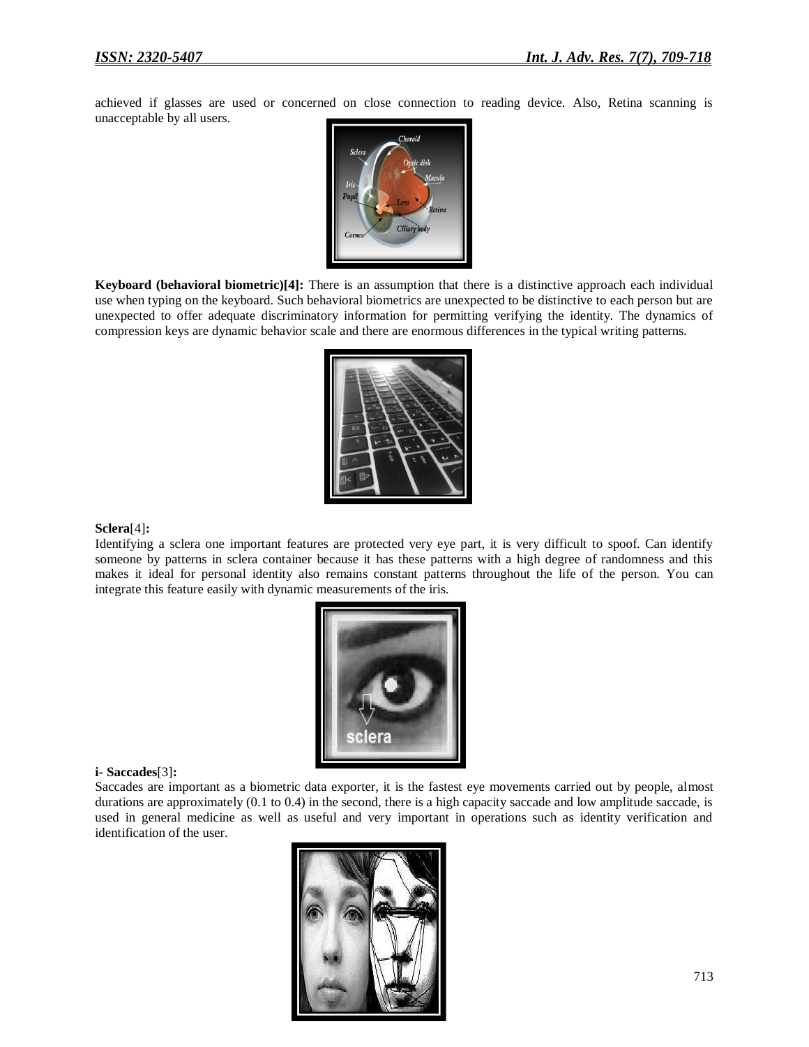achieved if glasses are used or concerned on close connection to reading device. Also, Retina scanning is unacceptable by all users.

**Keyboard (behavioral biometric)[4]:** There is an assumption that there is a distinctive approach each individual use when typing on the keyboard. Such behavioral biometrics are unexpected to be distinctive to each person but are unexpected to offer adequate discriminatory information for permitting verifying the identity. The dynamics of compression keys are dynamic behavior scale and there are enormous differences in the typical writing patterns.

**Sclera**[4]**:**

Identifying a sclera one important features are protected very eye part, it is very difficult to spoof. Can identify someone by patterns in sclera container because it has these patterns with a high degree of randomness and this makes it ideal for personal identity also remains constant patterns throughout the life of the person. You can integrate this feature easily with dynamic measurements of the iris.

**i- Saccades**[3]**:**

Saccades are important as a biometric data exporter, it is the fastest eye movements carried out by people, almost durations are approximately (0.1 to 0.4) in the second, there is a high capacity saccade and low amplitude saccade, is used in general medicine as well as useful and very important in operations such as identity verification and identification of the user.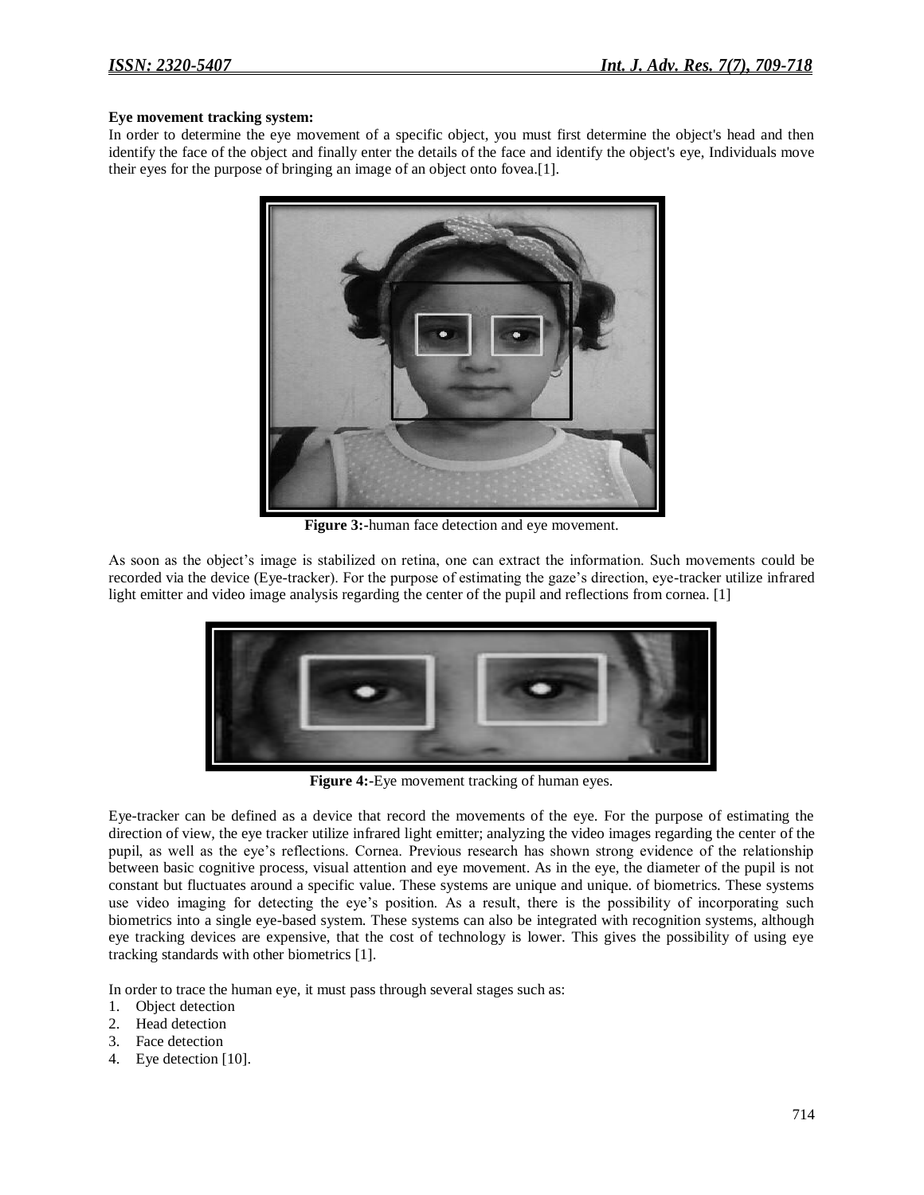**Eye movement tracking system:**

In order to determine the eye movement of a specific object, you must first determine the object's head and then identify the face of the object and finally enter the details of the face and identify the object's eye, Individuals move their eyes for the purpose of bringing an image of an object onto fovea.[1].

**Figure 3:**-human face detection and eye movement.

As soon as the object's image is stabilized on retina, one can extract the information. Such movements could be recorded via the device (Eye-tracker). For the purpose of estimating the gaze's direction, eye-tracker utilize infrared light emitter and video image analysis regarding the center of the pupil and reflections from cornea. [1]

**Figure 4:**-Eye movement tracking of human eyes.

Eye-tracker can be defined as a device that record the movements of the eye. For the purpose of estimating the direction of view, the eye tracker utilize infrared light emitter; analyzing the video images regarding the center of the pupil, as well as the eye's reflections. Cornea. Previous research has shown strong evidence of the relationship between basic cognitive process, visual attention and eye movement. As in the eye, the diameter of the pupil is not constant but fluctuates around a specific value. These systems are unique and unique. of biometrics. These systems use video imaging for detecting the eye's position. As a result, there is the possibility of incorporating such biometrics into a single eye-based system. These systems can also be integrated with recognition systems, although eye tracking devices are expensive, that the cost of technology is lower. This gives the possibility of using eye tracking standards with other biometrics [1].

In order to trace the human eye, it must pass through several stages such as:

1. Object detection
2. Head detection
3. Face detection
4. Eye detection [10].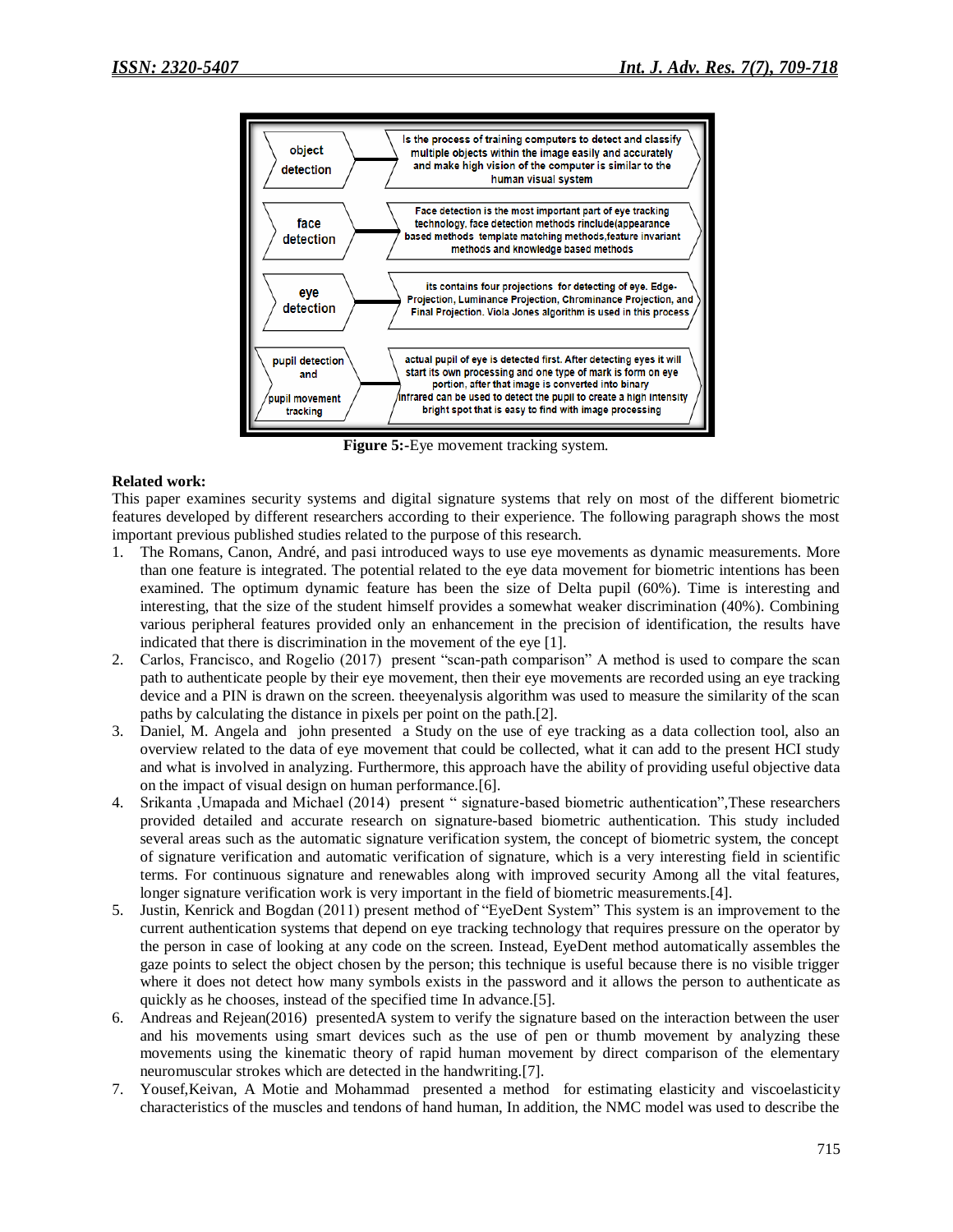| | |
|---|---|
| object detection | Is the process of training computers to detect and classify multiple objects within the image easily and accurately and make high vision of the computer is similar to the human visual system |
| face detection | Face detection is the most important part of eye tracking technology, face detection methods rinclude(appearance based methods template matching methods,feature invariant methods and knowledge based methods |
| eye detection | its contains four projections for detecting of eye. Edge-Projection, Luminance Projection, Chrominance Projection, and Final Projection. Viola Jones algorithm is used in this process |
| pupil detection and pupil movement tracking | actual pupil of eye is detected first. After detecting eyes it will start its own processing and one type of mark is form on eye portion, after that image is converted into binary Infrared can be used to detect the pupil to create a high intensity bright spot that is easy to find with image processing |

**Figure 5:**-Eye movement tracking system.

**Related work:**

This paper examines security systems and digital signature systems that rely on most of the different biometric features developed by different researchers according to their experience. The following paragraph shows the most important previous published studies related to the purpose of this research.

1. The Romans, Canon, André, and pasi introduced ways to use eye movements as dynamic measurements. More than one feature is integrated. The potential related to the eye data movement for biometric intentions has been examined. The optimum dynamic feature has been the size of Delta pupil (60%). Time is interesting and interesting, that the size of the student himself provides a somewhat weaker discrimination (40%). Combining various peripheral features provided only an enhancement in the precision of identification, the results have indicated that there is discrimination in the movement of the eye [1].
2. Carlos, Francisco, and Rogelio (2017) present "scan-path comparison" A method is used to compare the scan path to authenticate people by their eye movement, then their eye movements are recorded using an eye tracking device and a PIN is drawn on the screen. theeyenalysis algorithm was used to measure the similarity of the scan paths by calculating the distance in pixels per point on the path.[2].
3. Daniel, M. Angela and john presented a Study on the use of eye tracking as a data collection tool, also an overview related to the data of eye movement that could be collected, what it can add to the present HCI study and what is involved in analyzing. Furthermore, this approach have the ability of providing useful objective data on the impact of visual design on human performance.[6].
4. Srikanta ,Umapada and Michael (2014) present " signature-based biometric authentication",These researchers provided detailed and accurate research on signature-based biometric authentication. This study included several areas such as the automatic signature verification system, the concept of biometric system, the concept of signature verification and automatic verification of signature, which is a very interesting field in scientific terms. For continuous signature and renewables along with improved security Among all the vital features, longer signature verification work is very important in the field of biometric measurements.[4].
5. Justin, Kenrick and Bogdan (2011) present method of "EyeDent System" This system is an improvement to the current authentication systems that depend on eye tracking technology that requires pressure on the operator by the person in case of looking at any code on the screen. Instead, EyeDent method automatically assembles the gaze points to select the object chosen by the person; this technique is useful because there is no visible trigger where it does not detect how many symbols exists in the password and it allows the person to authenticate as quickly as he chooses, instead of the specified time In advance.[5].
6. Andreas and Rejean(2016) presentedA system to verify the signature based on the interaction between the user and his movements using smart devices such as the use of pen or thumb movement by analyzing these movements using the kinematic theory of rapid human movement by direct comparison of the elementary neuromuscular strokes which are detected in the handwriting.[7].
7. Yousef,Keivan, A Motie and Mohammad presented a method for estimating elasticity and viscoelasticity characteristics of the muscles and tendons of hand human, In addition, the NMC model was used to describe the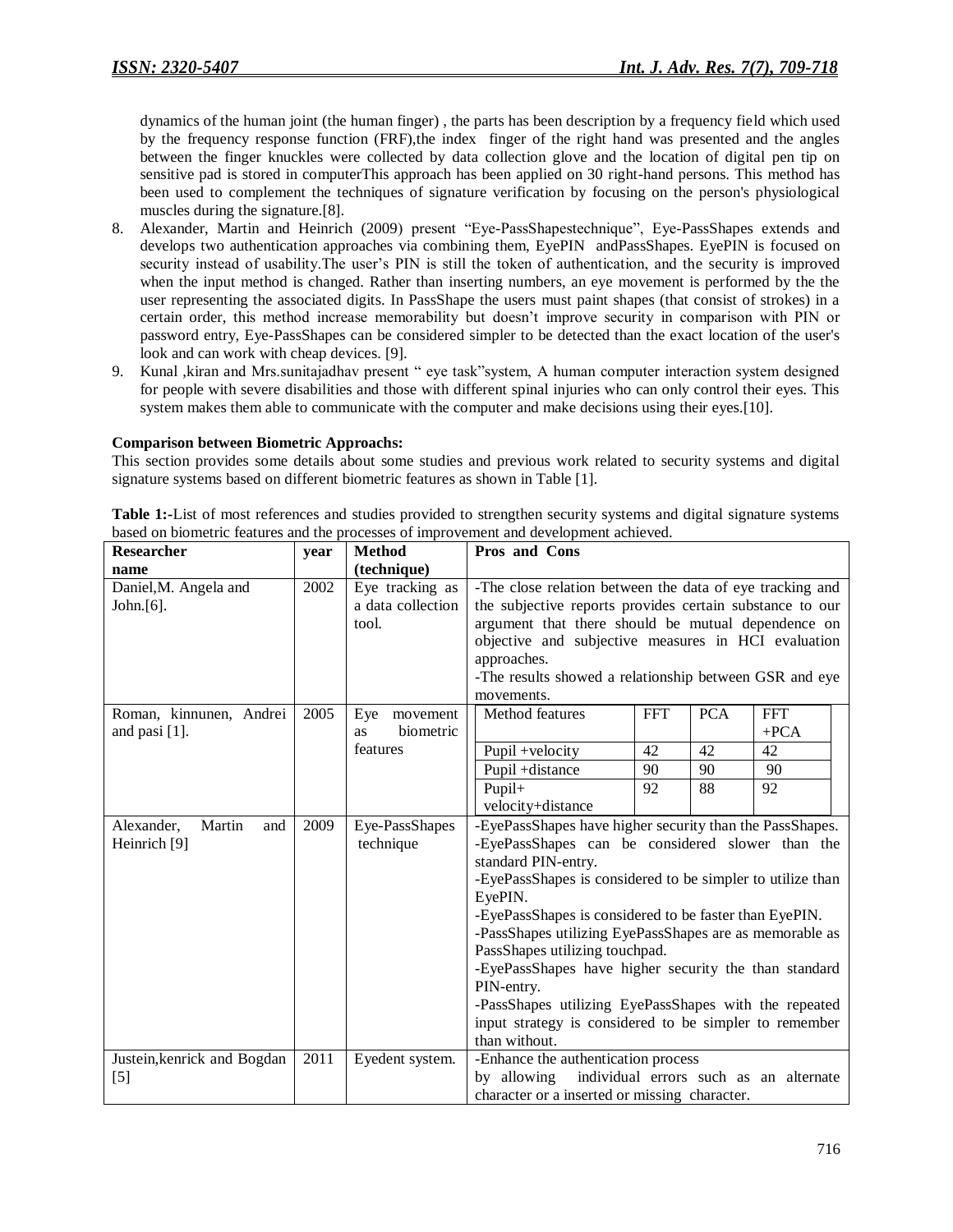dynamics of the human joint (the human finger) , the parts has been description by a frequency field which used by the frequency response function (FRF),the index finger of the right hand was presented and the angles between the finger knuckles were collected by data collection glove and the location of digital pen tip on sensitive pad is stored in computerThis approach has been applied on 30 right-hand persons. This method has been used to complement the techniques of signature verification by focusing on the person's physiological muscles during the signature.[8].

8. Alexander, Martin and Heinrich (2009) present "Eye-PassShapestechnique", Eye-PassShapes extends and develops two authentication approaches via combining them, EyePIN andPassShapes. EyePIN is focused on security instead of usability.The user's PIN is still the token of authentication, and the security is improved when the input method is changed. Rather than inserting numbers, an eye movement is performed by the the user representing the associated digits. In PassShape the users must paint shapes (that consist of strokes) in a certain order, this method increase memorability but doesn't improve security in comparison with PIN or password entry, Eye-PassShapes can be considered simpler to be detected than the exact location of the user's look and can work with cheap devices. [9].
9. Kunal ,kiran and Mrs.sunitajadhav present " eye task"system, A human computer interaction system designed for people with severe disabilities and those with different spinal injuries who can only control their eyes. This system makes them able to communicate with the computer and make decisions using their eyes.[10].

**Comparison between Biometric Approachs:**

This section provides some details about some studies and previous work related to security systems and digital signature systems based on different biometric features as shown in Table [1].

**Table 1:-**List of most references and studies provided to strengthen security systems and digital signature systems based on biometric features and the processes of improvement and development achieved.

| Researcher name | year | Method (technique) | Pros and Cons |
|---|---|---|---|
| Daniel,M. Angela and John.[6]. | 2002 | Eye tracking as a data collection tool. | -The close relation between the data of eye tracking and the subjective reports provides certain substance to our argument that there should be mutual dependence on objective and subjective measures in HCI evaluation approaches.<br>-The results showed a relationship between GSR and eye movements. |
| Roman, kinnunen, Andrei and pasi [1]. | 2005 | Eye movement as biometric features | Method features / FFT / PCA / FFT +PCA:<br>Pupil +velocity: 42 / 42 / 42<br>Pupil +distance: 90 / 90 / 90<br>Pupil+ velocity+distance: 92 / 88 / 92 |
| Alexander, Martin and Heinrich [9] | 2009 | Eye-PassShapes technique | -EyePassShapes have higher security than the PassShapes.<br>-EyePassShapes can be considered slower than the standard PIN-entry.<br>-EyePassShapes is considered to be simpler to utilize than EyePIN.<br>-EyePassShapes is considered to be faster than EyePIN.<br>-PassShapes utilizing EyePassShapes are as memorable as PassShapes utilizing touchpad.<br>-EyePassShapes have higher security the than standard PIN-entry.<br>-PassShapes utilizing EyePassShapes with the repeated input strategy is considered to be simpler to remember than without. |
| Justein,kenrick and Bogdan [5] | 2011 | Eyedent system. | -Enhance the authentication process by allowing individual errors such as an alternate character or a inserted or missing character. |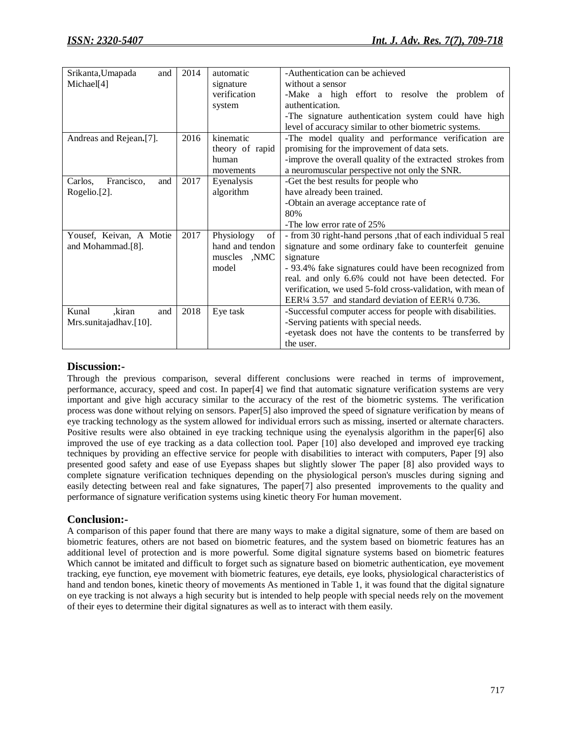| Srikanta,Umapada and Michael[4] | 2014 | automatic signature verification system | -Authentication can be achieved without a sensor<br>-Make a high effort to resolve the problem of authentication.<br>-The signature authentication system could have high level of accuracy similar to other biometric systems. |
|---|---|---|---|
| Andreas and Rejean**.**[7]. | 2016 | kinematic theory of rapid human movements | -The model quality and performance verification are promising for the improvement of data sets.<br>-improve the overall quality of the extracted strokes from a neuromuscular perspective not only the SNR. |
| Carlos, Francisco, and Rogelio.[2]. | 2017 | Eyenalysis algorithm | -Get the best results for people who have already been trained.<br>-Obtain an average acceptance rate of 80%<br>-The low error rate of 25% |
| Yousef, Keivan, A Motie and Mohammad.[8]. | 2017 | Physiology of hand and tendon muscles ,NMC model | - from 30 right-hand persons ,that of each individual 5 real signature and some ordinary fake to counterfeit genuine signature<br>- 93.4% fake signatures could have been recognized from real. and only 6.6% could not have been detected. For verification, we used 5-fold cross-validation, with mean of EER¼ 3.57 and standard deviation of EER¼ 0.736. |
| Kunal ,kiran and Mrs.sunitajadhav.[10]. | 2018 | Eye task | -Successful computer access for people with disabilities.<br>-Serving patients with special needs.<br>-eyetask does not have the contents to be transferred by the user. |

## Discussion:-

Through the previous comparison, several different conclusions were reached in terms of improvement, performance, accuracy, speed and cost. In paper[4] we find that automatic signature verification systems are very important and give high accuracy similar to the accuracy of the rest of the biometric systems. The verification process was done without relying on sensors. Paper[5] also improved the speed of signature verification by means of eye tracking technology as the system allowed for individual errors such as missing, inserted or alternate characters. Positive results were also obtained in eye tracking technique using the eyenalysis algorithm in the paper[6] also improved the use of eye tracking as a data collection tool. Paper [10] also developed and improved eye tracking techniques by providing an effective service for people with disabilities to interact with computers, Paper [9] also presented good safety and ease of use Eyepass shapes but slightly slower The paper [8] also provided ways to complete signature verification techniques depending on the physiological person's muscles during signing and easily detecting between real and fake signatures, The paper[7] also presented improvements to the quality and performance of signature verification systems using kinetic theory For human movement.

## Conclusion:-

A comparison of this paper found that there are many ways to make a digital signature, some of them are based on biometric features, others are not based on biometric features, and the system based on biometric features has an additional level of protection and is more powerful. Some digital signature systems based on biometric features Which cannot be imitated and difficult to forget such as signature based on biometric authentication, eye movement tracking, eye function, eye movement with biometric features, eye details, eye looks, physiological characteristics of hand and tendon bones, kinetic theory of movements As mentioned in Table 1, it was found that the digital signature on eye tracking is not always a high security but is intended to help people with special needs rely on the movement of their eyes to determine their digital signatures as well as to interact with them easily.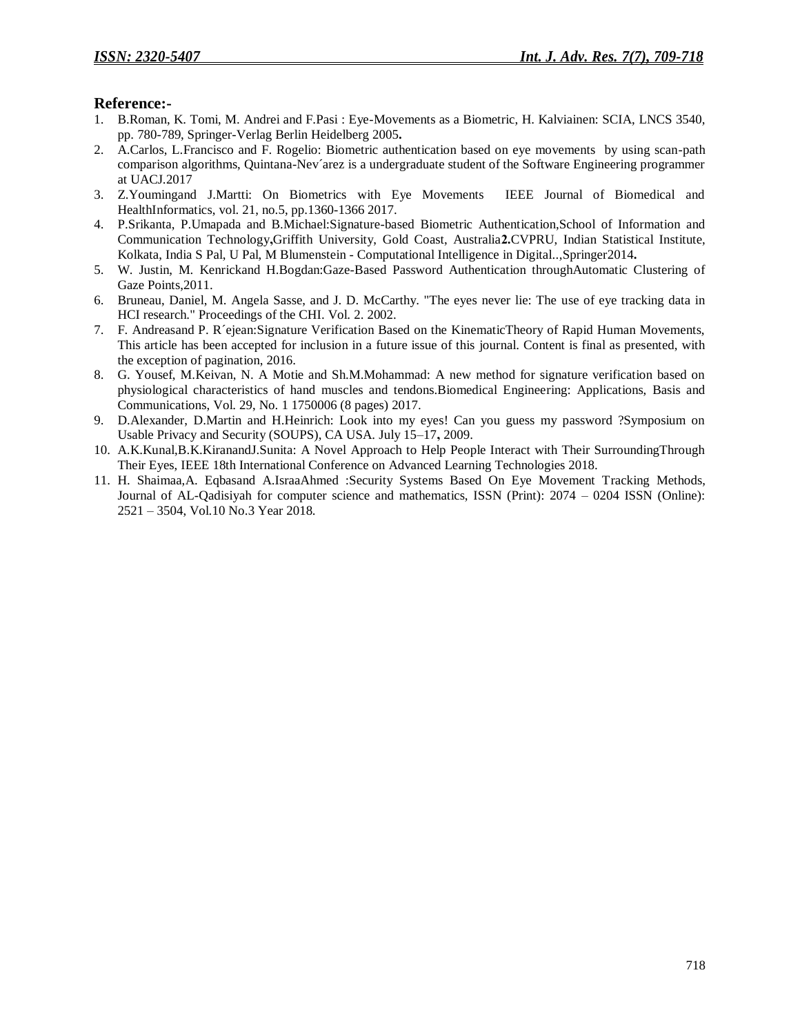## Reference:-

1. B.Roman, K. Tomi, M. Andrei and F.Pasi : Eye-Movements as a Biometric, H. Kalviainen: SCIA, LNCS 3540, pp. 780-789, Springer-Verlag Berlin Heidelberg 2005**.**
2. A.Carlos, L.Francisco and F. Rogelio: Biometric authentication based on eye movements by using scan-path comparison algorithms, Quintana-Nev´arez is a undergraduate student of the Software Engineering programmer at UACJ.2017
3. Z.Youmingand J.Martti: On Biometrics with Eye Movements IEEE Journal of Biomedical and HealthInformatics, vol. 21, no.5, pp.1360-1366 2017.
4. P.Srikanta, P.Umapada and B.Michael:Signature-based Biometric Authentication,School of Information and Communication Technology**,**Griffith University, Gold Coast, Australia**2.**CVPRU, Indian Statistical Institute, Kolkata, India S Pal, U Pal, M Blumenstein - Computational Intelligence in Digital..,Springer2014**.**
5. W. Justin, M. Kenrickand H.Bogdan:Gaze-Based Password Authentication throughAutomatic Clustering of Gaze Points,2011.
6. Bruneau, Daniel, M. Angela Sasse, and J. D. McCarthy. "The eyes never lie: The use of eye tracking data in HCI research." Proceedings of the CHI. Vol. 2. 2002.
7. F. Andreasand P. R´ejean:Signature Verification Based on the KinematicTheory of Rapid Human Movements, This article has been accepted for inclusion in a future issue of this journal. Content is final as presented, with the exception of pagination, 2016.
8. G. Yousef, M.Keivan, N. A Motie and Sh.M.Mohammad: A new method for signature verification based on physiological characteristics of hand muscles and tendons.Biomedical Engineering: Applications, Basis and Communications, Vol. 29, No. 1 1750006 (8 pages) 2017.
9. D.Alexander, D.Martin and H.Heinrich: Look into my eyes! Can you guess my password ?Symposium on Usable Privacy and Security (SOUPS), CA USA. July 15–17**,** 2009.
10. A.K.Kunal,B.K.KiranandJ.Sunita: A Novel Approach to Help People Interact with Their SurroundingThrough Their Eyes, IEEE 18th International Conference on Advanced Learning Technologies 2018.
11. H. Shaimaa,A. Eqbasand A.IsraaAhmed :Security Systems Based On Eye Movement Tracking Methods, Journal of AL-Qadisiyah for computer science and mathematics, ISSN (Print): 2074 – 0204 ISSN (Online): 2521 – 3504, Vol.10 No.3 Year 2018.